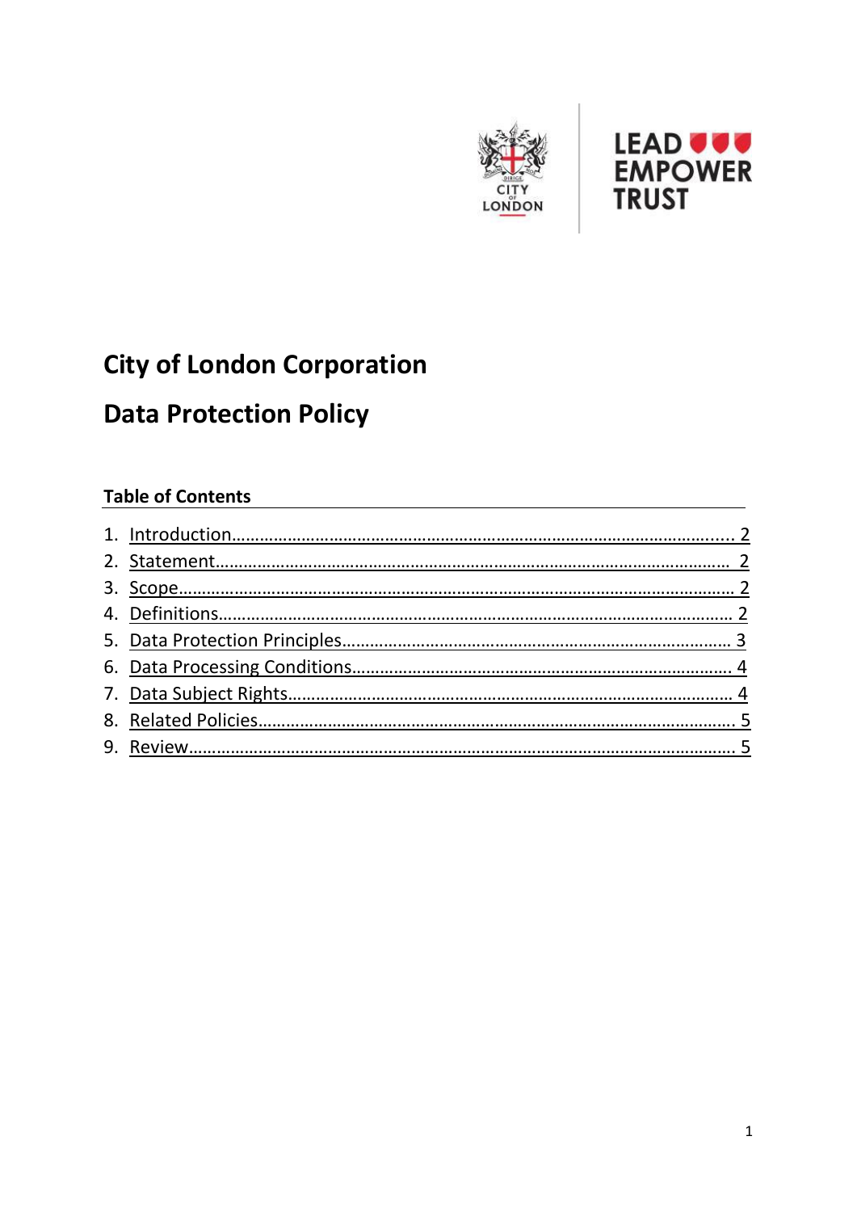# City of London Corporation

# Data Protection Policy

## Table of Contents

1. Introduction........................................................................................................... 2
2. Statement.............................................................................................................. 2
3. Scope..................................................................................................................... 2
4. Definitions............................................................................................................. 2
5. Data Protection Principles.................................................................................... 3
6. Data Processing Conditions.................................................................................. 4
7. Data Subject Rights............................................................................................... 4
8. Related Policies...................................................................................................... 5
9. Review.................................................................................................................... 5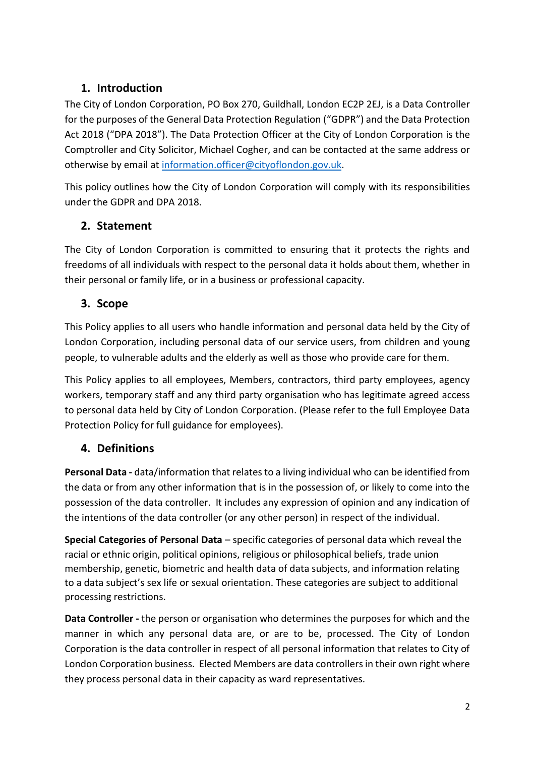## 1. Introduction

The City of London Corporation, PO Box 270, Guildhall, London EC2P 2EJ, is a Data Controller for the purposes of the General Data Protection Regulation ("GDPR") and the Data Protection Act 2018 ("DPA 2018"). The Data Protection Officer at the City of London Corporation is the Comptroller and City Solicitor, Michael Cogher, and can be contacted at the same address or otherwise by email at [information.officer@cityoflondon.gov.uk](mailto:information.officer@cityoflondon.gov.uk).

This policy outlines how the City of London Corporation will comply with its responsibilities under the GDPR and DPA 2018.

## 2. Statement

The City of London Corporation is committed to ensuring that it protects the rights and freedoms of all individuals with respect to the personal data it holds about them, whether in their personal or family life, or in a business or professional capacity.

## 3. Scope

This Policy applies to all users who handle information and personal data held by the City of London Corporation, including personal data of our service users, from children and young people, to vulnerable adults and the elderly as well as those who provide care for them.

This Policy applies to all employees, Members, contractors, third party employees, agency workers, temporary staff and any third party organisation who has legitimate agreed access to personal data held by City of London Corporation. (Please refer to the full Employee Data Protection Policy for full guidance for employees).

## 4. Definitions

**Personal Data -** data/information that relates to a living individual who can be identified from the data or from any other information that is in the possession of, or likely to come into the possession of the data controller. It includes any expression of opinion and any indication of the intentions of the data controller (or any other person) in respect of the individual.

**Special Categories of Personal Data** – specific categories of personal data which reveal the racial or ethnic origin, political opinions, religious or philosophical beliefs, trade union membership, genetic, biometric and health data of data subjects, and information relating to a data subject's sex life or sexual orientation. These categories are subject to additional processing restrictions.

**Data Controller -** the person or organisation who determines the purposes for which and the manner in which any personal data are, or are to be, processed. The City of London Corporation is the data controller in respect of all personal information that relates to City of London Corporation business. Elected Members are data controllers in their own right where they process personal data in their capacity as ward representatives.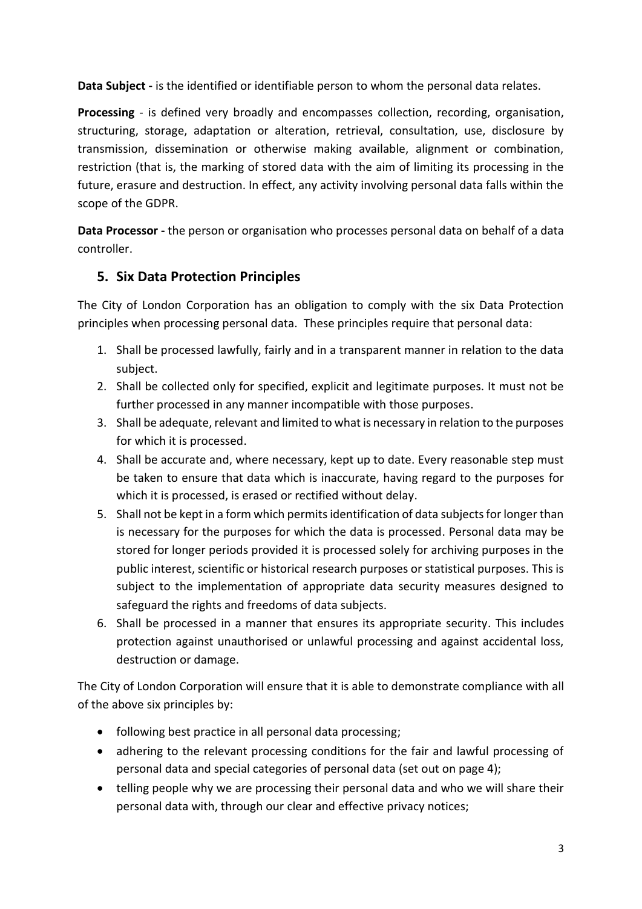**Data Subject -** is the identified or identifiable person to whom the personal data relates.

**Processing** - is defined very broadly and encompasses collection, recording, organisation, structuring, storage, adaptation or alteration, retrieval, consultation, use, disclosure by transmission, dissemination or otherwise making available, alignment or combination, restriction (that is, the marking of stored data with the aim of limiting its processing in the future, erasure and destruction. In effect, any activity involving personal data falls within the scope of the GDPR.

**Data Processor -** the person or organisation who processes personal data on behalf of a data controller.

## 5. Six Data Protection Principles

The City of London Corporation has an obligation to comply with the six Data Protection principles when processing personal data. These principles require that personal data:

1. Shall be processed lawfully, fairly and in a transparent manner in relation to the data subject.
2. Shall be collected only for specified, explicit and legitimate purposes. It must not be further processed in any manner incompatible with those purposes.
3. Shall be adequate, relevant and limited to what is necessary in relation to the purposes for which it is processed.
4. Shall be accurate and, where necessary, kept up to date. Every reasonable step must be taken to ensure that data which is inaccurate, having regard to the purposes for which it is processed, is erased or rectified without delay.
5. Shall not be kept in a form which permits identification of data subjects for longer than is necessary for the purposes for which the data is processed. Personal data may be stored for longer periods provided it is processed solely for archiving purposes in the public interest, scientific or historical research purposes or statistical purposes. This is subject to the implementation of appropriate data security measures designed to safeguard the rights and freedoms of data subjects.
6. Shall be processed in a manner that ensures its appropriate security. This includes protection against unauthorised or unlawful processing and against accidental loss, destruction or damage.

The City of London Corporation will ensure that it is able to demonstrate compliance with all of the above six principles by:

- following best practice in all personal data processing;
- adhering to the relevant processing conditions for the fair and lawful processing of personal data and special categories of personal data (set out on page 4);
- telling people why we are processing their personal data and who we will share their personal data with, through our clear and effective privacy notices;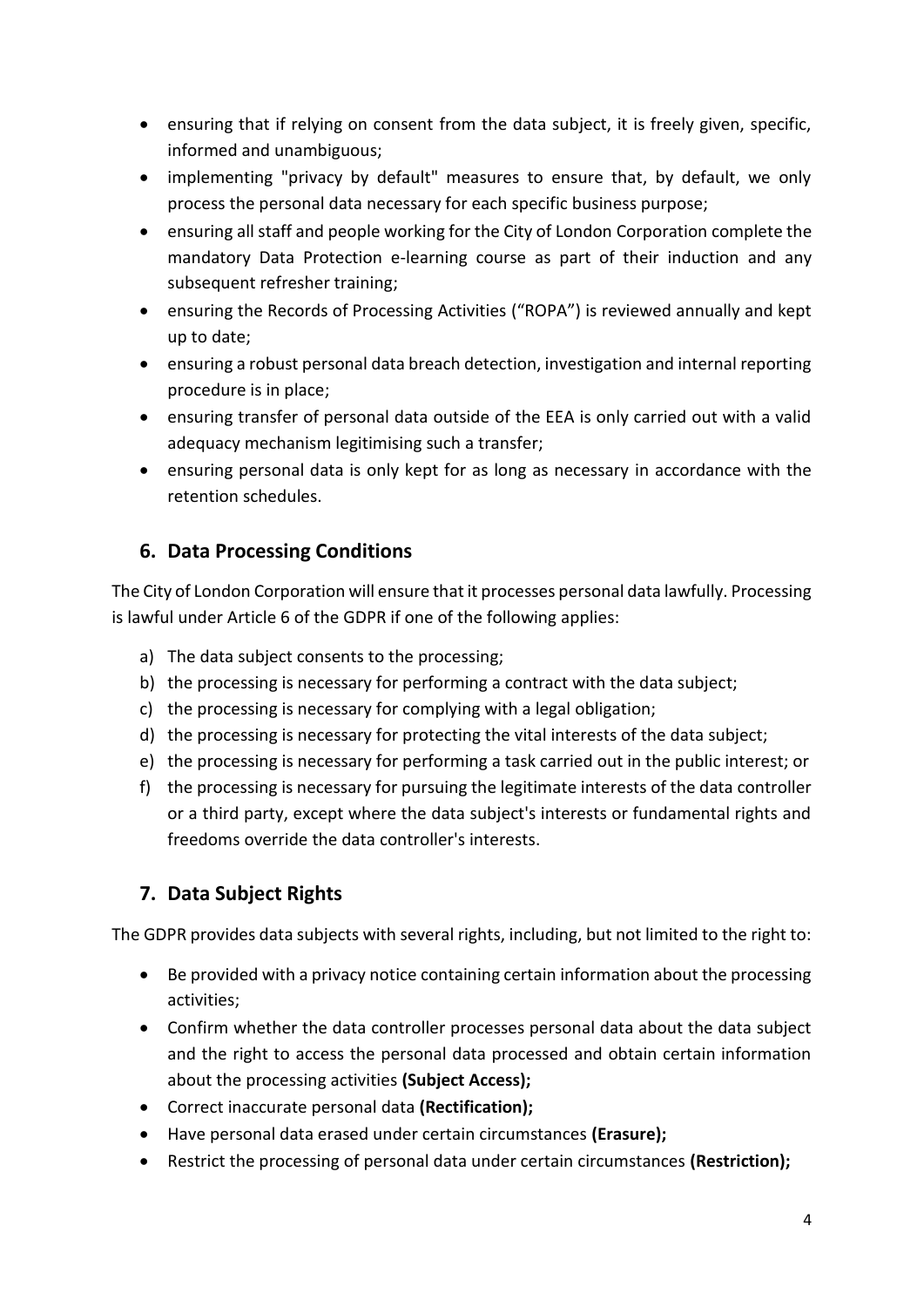- ensuring that if relying on consent from the data subject, it is freely given, specific, informed and unambiguous;
- implementing "privacy by default" measures to ensure that, by default, we only process the personal data necessary for each specific business purpose;
- ensuring all staff and people working for the City of London Corporation complete the mandatory Data Protection e-learning course as part of their induction and any subsequent refresher training;
- ensuring the Records of Processing Activities ("ROPA") is reviewed annually and kept up to date;
- ensuring a robust personal data breach detection, investigation and internal reporting procedure is in place;
- ensuring transfer of personal data outside of the EEA is only carried out with a valid adequacy mechanism legitimising such a transfer;
- ensuring personal data is only kept for as long as necessary in accordance with the retention schedules.

## 6. Data Processing Conditions

The City of London Corporation will ensure that it processes personal data lawfully. Processing is lawful under Article 6 of the GDPR if one of the following applies:

a) The data subject consents to the processing;
b) the processing is necessary for performing a contract with the data subject;
c) the processing is necessary for complying with a legal obligation;
d) the processing is necessary for protecting the vital interests of the data subject;
e) the processing is necessary for performing a task carried out in the public interest; or
f) the processing is necessary for pursuing the legitimate interests of the data controller or a third party, except where the data subject's interests or fundamental rights and freedoms override the data controller's interests.

## 7. Data Subject Rights

The GDPR provides data subjects with several rights, including, but not limited to the right to:

- Be provided with a privacy notice containing certain information about the processing activities;
- Confirm whether the data controller processes personal data about the data subject and the right to access the personal data processed and obtain certain information about the processing activities **(Subject Access);**
- Correct inaccurate personal data **(Rectification);**
- Have personal data erased under certain circumstances **(Erasure);**
- Restrict the processing of personal data under certain circumstances **(Restriction);**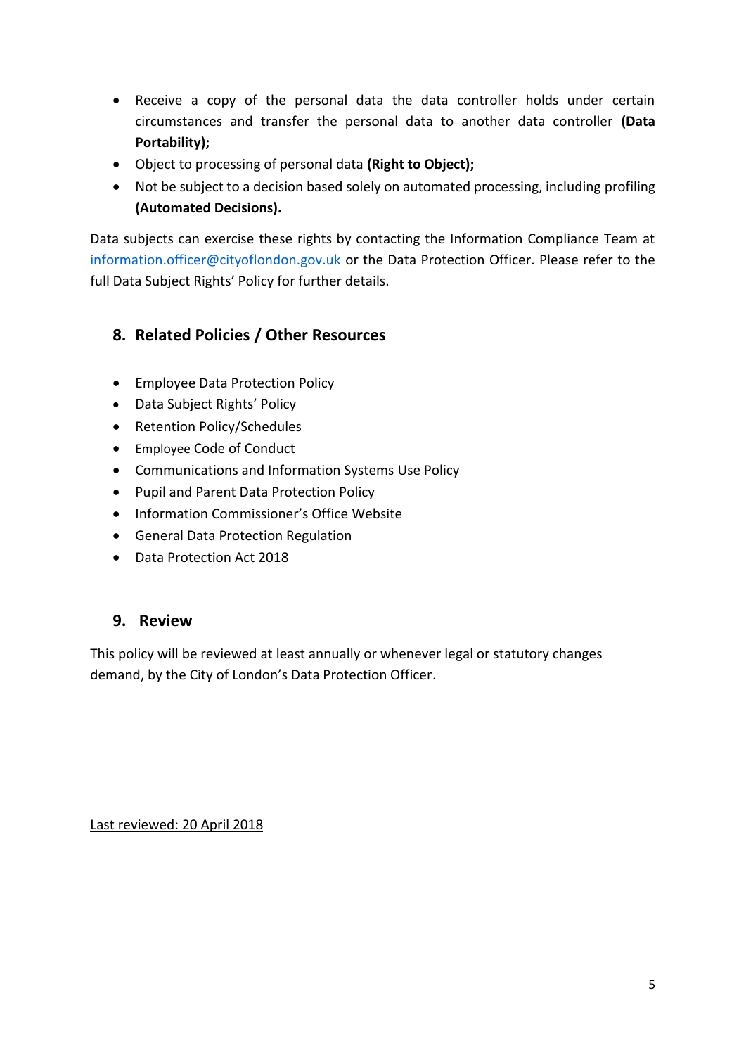- Receive a copy of the personal data the data controller holds under certain circumstances and transfer the personal data to another data controller **(Data Portability);**
- Object to processing of personal data **(Right to Object);**
- Not be subject to a decision based solely on automated processing, including profiling **(Automated Decisions).**

Data subjects can exercise these rights by contacting the Information Compliance Team at information.officer@cityoflondon.gov.uk or the Data Protection Officer. Please refer to the full Data Subject Rights' Policy for further details.

## 8. Related Policies / Other Resources

- Employee Data Protection Policy
- Data Subject Rights' Policy
- Retention Policy/Schedules
- Employee Code of Conduct
- Communications and Information Systems Use Policy
- Pupil and Parent Data Protection Policy
- Information Commissioner's Office Website
- General Data Protection Regulation
- Data Protection Act 2018

## 9. Review

This policy will be reviewed at least annually or whenever legal or statutory changes demand, by the City of London's Data Protection Officer.

Last reviewed: 20 April 2018